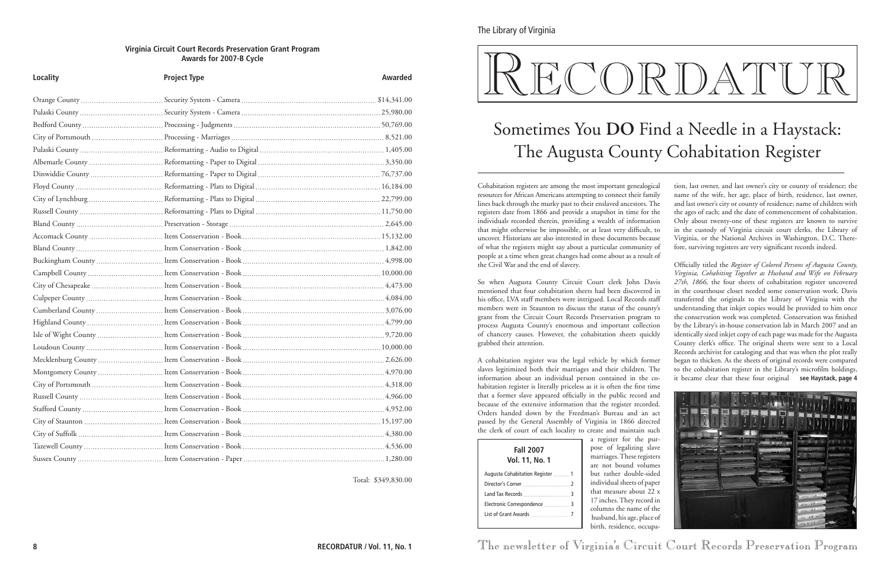## Virginia Circuit Court Records Preservation Grant Program
## Awards for 2007-B Cycle

| Locality | Project Type | Awarded |
|---|---|---|
| Orange County | Security System - Camera | $14,341.00 |
| Pulaski County | Security System - Camera | 25,980.00 |
| Bedford County | Processing - Judgments | 50,769.00 |
| City of Portsmouth | Processing - Marriages | 8,521.00 |
| Pulaski County | Reformatting - Audio to Digital | 1,405.00 |
| Albemarle County | Reformatting - Paper to Digital | 3,350.00 |
| Dinwiddie County | Reformatting - Paper to Digital | 76,737.00 |
| Floyd County | Reformatting - Plats to Digital | 16,184.00 |
| City of Lynchburg | Reformatting - Plats to Digital | 22,799.00 |
| Russell County | Reformatting - Plats to Digital | 11,750.00 |
| Bland County | Preservation - Storage | 2,645.00 |
| Accomack County | Item Conservation - Book | 15,132.00 |
| Bland County | Item Conservation - Book | 1,842.00 |
| Buckingham County | Item Conservation - Book | 4,998.00 |
| Campbell County | Item Conservation - Book | 10,000.00 |
| City of Chesapeake | Item Conservation - Book | 4,473.00 |
| Culpeper County | Item Conservation - Book | 4,084.00 |
| Cumberland County | Item Conservation - Book | 3,076.00 |
| Highland County | Item Conservation - Book | 4,799.00 |
| Isle of Wight County | Item Conservation - Book | 9,720.00 |
| Loudoun County | Item Conservation - Book | 10,000.00 |
| Mecklenburg County | Item Conservation - Book | 2,626.00 |
| Montgomery County | Item Conservation - Book | 4,970.00 |
| City of Portsmouth | Item Conservation - Book | 4,318.00 |
| Russell County | Item Conservation - Book | 4,966.00 |
| Stafford County | Item Conservation - Book | 4,952.00 |
| City of Staunton | Item Conservation - Book | 15,197.00 |
| City of Suffolk | Item Conservation - Book | 4,380.00 |
| Tazewell County | Item Conservation - Book | 4,536.00 |
| Sussex County | Item Conservation - Paper | 1,280.00 |

Total: $349,830.00

The Library of Virginia

# RECORDATUR

## Sometimes You **DO** Find a Needle in a Haystack: The Augusta County Cohabitation Register

Cohabitation registers are among the most important genealogical resources for African Americans attempting to connect their family lines back through the murky past to their enslaved ancestors. The registers date from 1866 and provide a snapshot in time for the individuals recorded therein, providing a wealth of information that might otherwise be impossible, or at least very difficult, to uncover. Historians are also interested in these documents because of what the registers might say about a particular community of people at a time when great changes had come about as a result of the Civil War and the end of slavery.

So when Augusta County Circuit Court clerk John Davis mentioned that four cohabitation sheets had been discovered in his office, LVA staff members were intrigued. Local Records staff members were in Staunton to discuss the status of the county's grant from the Circuit Court Records Preservation program to process Augusta County's enormous and important collection of chancery causes. However, the cohabitation sheets quickly grabbed their attention.

A cohabitation register was the legal vehicle by which former slaves legitimized both their marriages and their children. The information about an individual person contained in the cohabitation register is literally priceless as it is often the first time that a former slave appeared officially in the public record and because of the extensive information that the register recorded. Orders handed down by the Freedman's Bureau and an act passed by the General Assembly of Virginia in 1866 directed the clerk of court of each locality to create and maintain such a register for the purpose of legalizing slave marriages. These registers are not bound volumes but rather double-sided individual sheets of paper that measure about 22 x 17 inches. They record in columns the name of the husband, his age, place of birth, residence, occupation, last owner, and last owner's city or county of residence; the name of the wife, her age, place of birth, residence, last owner, and last owner's city or county of residence; name of children with the ages of each; and the date of commencement of cohabitation. Only about twenty-one of these registers are known to survive in the custody of Virginia circuit court clerks, the Library of Virginia, or the National Archives in Washington, D.C. Therefore, surviving registers are very significant records indeed.

**Fall 2007**
**Vol. 11, No. 1**

| | |
|---|---|
| Augusta Cohabitation Register | 1 |
| Director's Corner | 2 |
| Land Tax Records | 3 |
| Electronic Correspondence | 3 |
| List of Grant Awards | 7 |

Officially titled the *Register of Colored Persons of Augusta County, Virginia, Cohabiting Together as Husband and Wife on February 27th, 1866*, the four sheets of cohabitation register uncovered in the courthouse closet needed some conservation work. Davis transferred the originals to the Library of Virginia with the understanding that inkjet copies would be provided to him once the conservation work was completed. Conservation was finished by the Library's in-house conservation lab in March 2007 and an identically sized inkjet copy of each page was made for the Augusta County clerk's office. The original sheets were sent to a Local Records archivist for cataloging and that was when the plot really began to thicken. As the sheets of original records were compared to the cohabitation register in the Library's microfilm holdings, it became clear that these four original **see Haystack, page 4**

The newsletter of Virginia's Circuit Court Records Preservation Program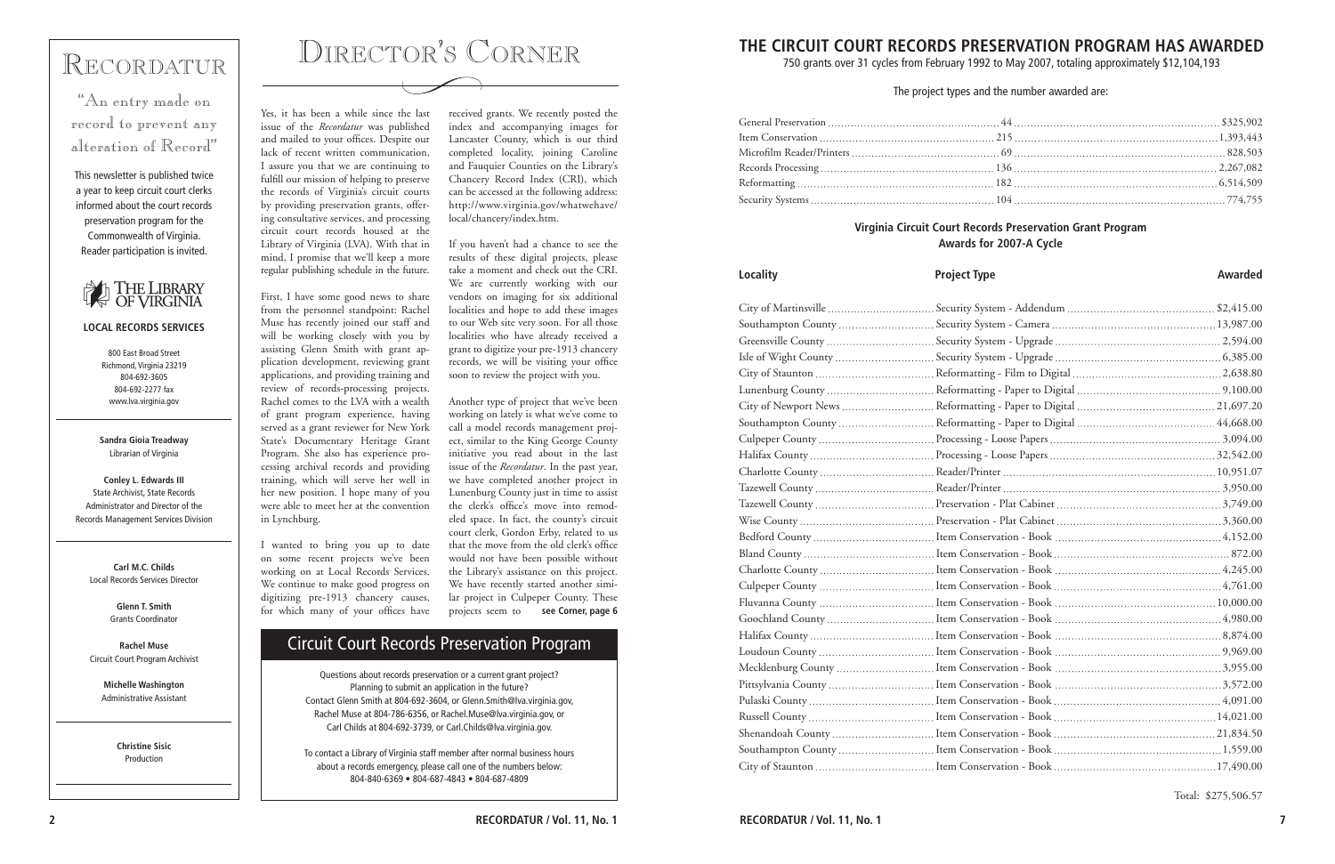# Recordatur

"An entry made on record to prevent any alteration of Record"

This newsletter is published twice a year to keep circuit court clerks informed about the court records preservation program for the Commonwealth of Virginia. Reader participation is invited.

THE LIBRARY OF VIRGINIA

**LOCAL RECORDS SERVICES**

800 East Broad Street
Richmond, Virginia 23219
804-692-3605
804-692-2277 fax
www.lva.virginia.gov

**Sandra Gioia Treadway**
Librarian of Virginia

**Conley L. Edwards III**
State Archivist, State Records Administrator and Director of the Records Management Services Division

**Carl M.C. Childs**
Local Records Services Director

**Glenn T. Smith**
Grants Coordinator

**Rachel Muse**
Circuit Court Program Archivist

**Michelle Washington**
Administrative Assistant

**Christine Sisic**
Production

# Director's Corner

Yes, it has been a while since the last issue of the *Recordatur* was published and mailed to your offices. Despite our lack of recent written communication, I assure you that we are continuing to fulfill our mission of helping to preserve the records of Virginia's circuit courts by providing preservation grants, offering consultative services, and processing circuit court records housed at the Library of Virginia (LVA). With that in mind, I promise that we'll keep a more regular publishing schedule in the future.

First, I have some good news to share from the personnel standpoint: Rachel Muse has recently joined our staff and will be working closely with you by assisting Glenn Smith with grant application development, reviewing grant applications, and providing training and review of records-processing projects. Rachel comes to the LVA with a wealth of grant program experience, having served as a grant reviewer for New York State's Documentary Heritage Grant Program. She also has experience processing archival records and providing training, which will serve her well in her new position. I hope many of you were able to meet her at the convention in Lynchburg.

I wanted to bring you up to date on some recent projects we've been working on at Local Records Services. We continue to make good progress on digitizing pre-1913 chancery causes, for which many of your offices have received grants. We recently posted the index and accompanying images for Lancaster County, which is our third completed locality, joining Caroline and Fauquier Counties on the Library's Chancery Record Index (CRI), which can be accessed at the following address: http://www.virginia.gov/whatwehave/local/chancery/index.htm.

If you haven't had a chance to see the results of these digital projects, please take a moment and check out the CRI. We are currently working with our vendors on imaging for six additional localities and hope to add these images to our Web site very soon. For all those localities who have already received a grant to digitize your pre-1913 chancery records, we will be visiting your office soon to review the project with you.

Another type of project that we've been working on lately is what we've come to call a model records management project, similar to the King George County initiative you read about in the last issue of the *Recordatur*. In the past year, we have completed another project in Lunenburg County just in time to assist the clerk's office's move into remodeled space. In fact, the county's circuit court clerk, Gordon Erby, related to us that the move from the old clerk's office would not have been possible without the Library's assistance on this project. We have recently started another similar project in Culpeper County. These projects seem to **see Corner, page 6**

## Circuit Court Records Preservation Program

Questions about records preservation or a current grant project? Planning to submit an application in the future? Contact Glenn Smith at 804-692-3604, or Glenn.Smith@lva.virginia.gov, Rachel Muse at 804-786-6356, or Rachel.Muse@lva.virginia.gov, or Carl Childs at 804-692-3739, or Carl.Childs@lva.virginia.gov.

To contact a Library of Virginia staff member after normal business hours about a records emergency, please call one of the numbers below: 804-840-6369 • 804-687-4843 • 804-687-4809

## THE CIRCUIT COURT RECORDS PRESERVATION PROGRAM HAS AWARDED

750 grants over 31 cycles from February 1992 to May 2007, totaling approximately $12,104,193

The project types and the number awarded are:

| Project Type | Number | Amount |
|---|---|---|
| General Preservation | 44 | $325,902 |
| Item Conservation | 215 | 1,393,443 |
| Microfilm Reader/Printers | 69 | 828,503 |
| Records Processing | 136 | 2,267,082 |
| Reformatting | 182 | 6,514,509 |
| Security Systems | 104 | 774,755 |

### Virginia Circuit Court Records Preservation Grant Program Awards for 2007-A Cycle

| Locality | Project Type | Awarded |
|---|---|---|
| City of Martinsville | Security System - Addendum | $2,415.00 |
| Southampton County | Security System - Camera | 13,987.00 |
| Greensville County | Security System - Upgrade | 2,594.00 |
| Isle of Wight County | Security System - Upgrade | 6,385.00 |
| City of Staunton | Reformatting - Film to Digital | 2,638.80 |
| Lunenburg County | Reformatting - Paper to Digital | 9,100.00 |
| City of Newport News | Reformatting - Paper to Digital | 21,697.20 |
| Southampton County | Reformatting - Paper to Digital | 44,668.00 |
| Culpeper County | Processing - Loose Papers | 3,094.00 |
| Halifax County | Processing - Loose Papers | 32,542.00 |
| Charlotte County | Reader/Printer | 10,951.07 |
| Tazewell County | Reader/Printer | 3,950.00 |
| Tazewell County | Preservation - Plat Cabinet | 3,749.00 |
| Wise County | Preservation - Plat Cabinet | 3,360.00 |
| Bedford County | Item Conservation - Book | 4,152.00 |
| Bland County | Item Conservation - Book | 872.00 |
| Charlotte County | Item Conservation - Book | 4,245.00 |
| Culpeper County | Item Conservation - Book | 4,761.00 |
| Fluvanna County | Item Conservation - Book | 10,000.00 |
| Goochland County | Item Conservation - Book | 4,980.00 |
| Halifax County | Item Conservation - Book | 8,874.00 |
| Loudoun County | Item Conservation - Book | 9,969.00 |
| Mecklenburg County | Item Conservation - Book | 3,955.00 |
| Pittsylvania County | Item Conservation - Book | 3,572.00 |
| Pulaski County | Item Conservation - Book | 4,091.00 |
| Russell County | Item Conservation - Book | 14,021.00 |
| Shenandoah County | Item Conservation - Book | 21,834.50 |
| Southampton County | Item Conservation - Book | 1,559.00 |
| City of Staunton | Item Conservation - Book | 17,490.00 |

Total: $275,506.57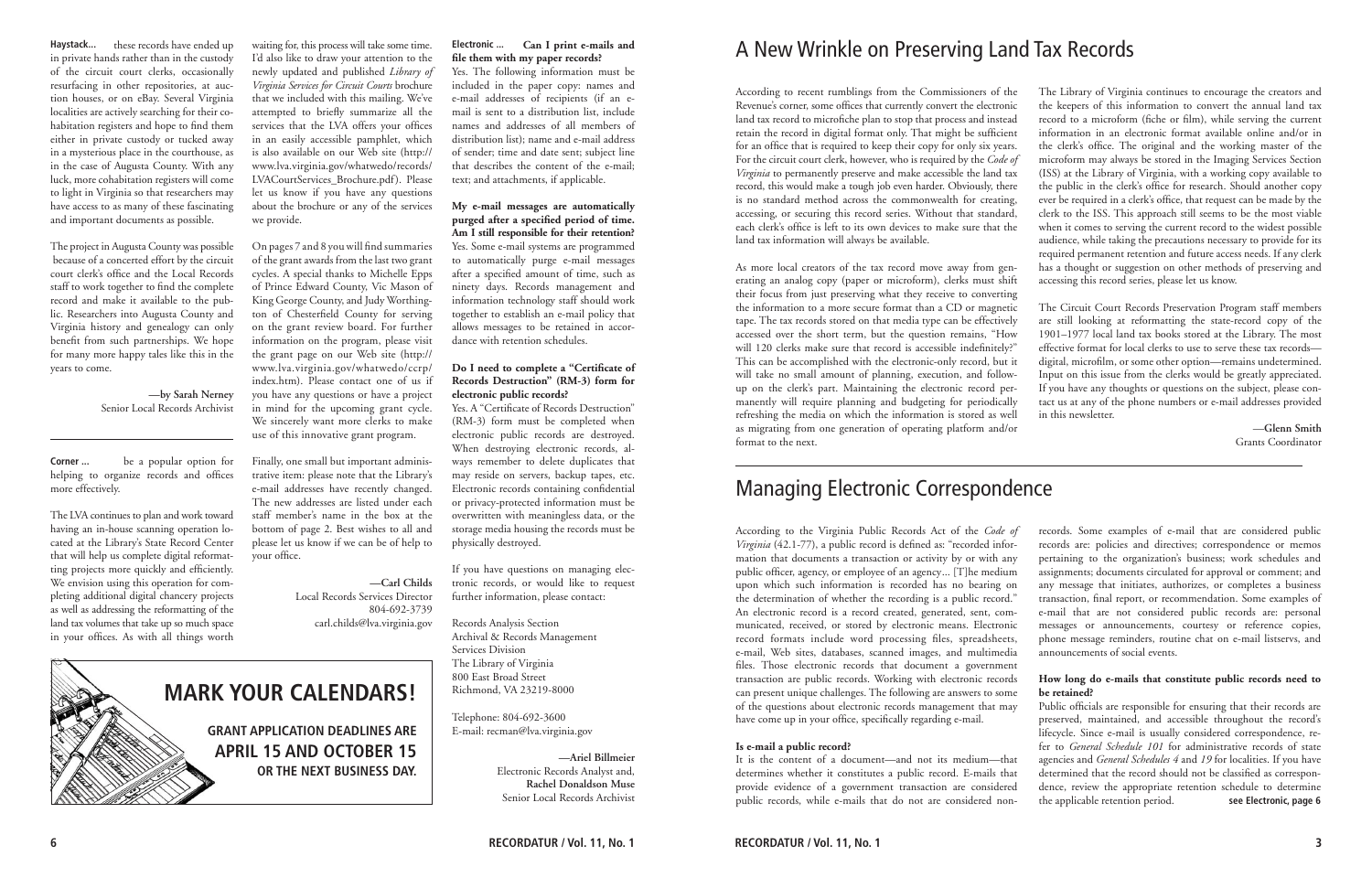**Haystack...** these records have ended up in private hands rather than in the custody of the circuit court clerks, occasionally resurfacing in other repositories, at auction houses, or on eBay. Several Virginia localities are actively searching for their cohabitation registers and hope to find them either in private custody or tucked away in a mysterious place in the courthouse, as in the case of Augusta County. With any luck, more cohabitation registers will come to light in Virginia so that researchers may have access to as many of these fascinating and important documents as possible.

The project in Augusta County was possible because of a concerted effort by the circuit court clerk's office and the Local Records staff to work together to find the complete record and make it available to the public. Researchers into Augusta County and Virginia history and genealogy can only benefit from such partnerships. We hope for many more happy tales like this in the years to come.

—**by Sarah Nerney**
Senior Local Records Archivist

---

**Corner ...** be a popular option for helping to organize records and offices more effectively.

The LVA continues to plan and work toward having an in-house scanning operation located at the Library's State Record Center that will help us complete digital reformatting projects more quickly and efficiently. We envision using this operation for completing additional digital chancery projects as well as addressing the reformatting of the land tax volumes that take up so much space in your offices. As with all things worth waiting for, this process will take some time. I'd also like to draw your attention to the newly updated and published *Library of Virginia Services for Circuit Courts* brochure that we included with this mailing. We've attempted to briefly summarize all the services that the LVA offers your offices in an easily accessible pamphlet, which is also available on our Web site (http://www.lva.virginia.gov/whatwedo/records/LVACourtServices_Brochure.pdf). Please let us know if you have any questions about the brochure or any of the services we provide.

On pages 7 and 8 you will find summaries of the grant awards from the last two grant cycles. A special thanks to Michelle Epps of Prince Edward County, Vic Mason of King George County, and Judy Worthington of Chesterfield County for serving on the grant review board. For further information on the program, please visit the grant page on our Web site (http://www.lva.virginia.gov/whatwedo/ccrp/index.htm). Please contact one of us if you have any questions or have a project in mind for the upcoming grant cycle. We sincerely want more clerks to make use of this innovative grant program.

Finally, one small but important administrative item: please note that the Library's e-mail addresses have recently changed. The new addresses are listed under each staff member's name in the box at the bottom of page 2. Best wishes to all and please let us know if we can be of help to your office.

—**Carl Childs**
Local Records Services Director
804-692-3739
carl.childs@lva.virginia.gov

**MARK YOUR CALENDARS!**

**GRANT APPLICATION DEADLINES ARE APRIL 15 AND OCTOBER 15 OR THE NEXT BUSINESS DAY.**

**Electronic ...** **Can I print e-mails and file them with my paper records?**

Yes. The following information must be included in the paper copy: names and e-mail addresses of recipients (if an e-mail is sent to a distribution list, include names and addresses of all members of distribution list); name and e-mail address of sender; time and date sent; subject line that describes the content of the e-mail; text; and attachments, if applicable.

**My e-mail messages are automatically purged after a specified period of time. Am I still responsible for their retention?**

Yes. Some e-mail systems are programmed to automatically purge e-mail messages after a specified amount of time, such as ninety days. Records management and information technology staff should work together to establish an e-mail policy that allows messages to be retained in accordance with retention schedules.

**Do I need to complete a "Certificate of Records Destruction" (RM-3) form for electronic public records?**

Yes. A "Certificate of Records Destruction" (RM-3) form must be completed when electronic public records are destroyed. When destroying electronic records, always remember to delete duplicates that may reside on servers, backup tapes, etc. Electronic records containing confidential or privacy-protected information must be overwritten with meaningless data, or the storage media housing the records must be physically destroyed.

If you have questions on managing electronic records, or would like to request further information, please contact:

Records Analysis Section
Archival & Records Management Services Division
The Library of Virginia
800 East Broad Street
Richmond, VA 23219-8000

Telephone: 804-692-3600
E-mail: recman@lva.virginia.gov

—**Ariel Billmeier**
Electronic Records Analyst and,
**Rachel Donaldson Muse**
Senior Local Records Archivist

# A New Wrinkle on Preserving Land Tax Records

According to recent rumblings from the Commissioners of the Revenue's corner, some offices that currently convert the electronic land tax record to microfiche plan to stop that process and instead retain the record in digital format only. That might be sufficient for an office that is required to keep their copy for only six years. For the circuit court clerk, however, who is required by the *Code of Virginia* to permanently preserve and make accessible the land tax record, this would make a tough job even harder. Obviously, there is no standard method across the commonwealth for creating, accessing, or securing this record series. Without that standard, each clerk's office is left to its own devices to make sure that the land tax information will always be available.

As more local creators of the tax record move away from generating an analog copy (paper or microform), clerks must shift their focus from just preserving what they receive to converting the information to a more secure format than a CD or magnetic tape. The tax records stored on that media type can be effectively accessed over the short term, but the question remains, "How will 120 clerks make sure that record is accessible indefinitely?" This can be accomplished with the electronic-only record, but it will take no small amount of planning, execution, and follow-up on the clerk's part. Maintaining the electronic record permanently will require planning and budgeting for periodically refreshing the media on which the information is stored as well as migrating from one generation of operating platform and/or format to the next.

The Library of Virginia continues to encourage the creators and the keepers of this information to convert the annual land tax record to a microform (fiche or film), while serving the current information in an electronic format available online and/or in the clerk's office. The original and the working master of the microform may always be stored in the Imaging Services Section (ISS) at the Library of Virginia, with a working copy available to the public in the clerk's office for research. Should another copy ever be required in a clerk's office, that request can be made by the clerk to the ISS. This approach still seems to be the most viable when it comes to serving the current record to the widest possible audience, while taking the precautions necessary to provide for its required permanent retention and future access needs. If any clerk has a thought or suggestion on other methods of preserving and accessing this record series, please let us know.

The Circuit Court Records Preservation Program staff members are still looking at reformatting the state-record copy of the 1901–1977 local land tax books stored at the Library. The most effective format for local clerks to use to serve these tax records—digital, microfilm, or some other option—remains undetermined. Input on this issue from the clerks would be greatly appreciated. If you have any thoughts or questions on the subject, please contact us at any of the phone numbers or e-mail addresses provided in this newsletter.

—**Glenn Smith**
Grants Coordinator

# Managing Electronic Correspondence

According to the Virginia Public Records Act of the *Code of Virginia* (42.1-77), a public record is defined as: "recorded information that documents a transaction or activity by or with any public officer, agency, or employee of an agency... [T]he medium upon which such information is recorded has no bearing on the determination of whether the recording is a public record." An electronic record is a record created, generated, sent, communicated, received, or stored by electronic means. Electronic record formats include word processing files, spreadsheets, e-mail, Web sites, databases, scanned images, and multimedia files. Those electronic records that document a government transaction are public records. Working with electronic records can present unique challenges. The following are answers to some of the questions about electronic records management that may have come up in your office, specifically regarding e-mail.

**Is e-mail a public record?**

It is the content of a document—and not its medium—that determines whether it constitutes a public record. E-mails that provide evidence of a government transaction are considered public records, while e-mails that do not are considered non-records. Some examples of e-mail that are considered public records are: policies and directives; correspondence or memos pertaining to the organization's business; work schedules and assignments; documents circulated for approval or comment; and any message that initiates, authorizes, or completes a business transaction, final report, or recommendation. Some examples of e-mail that are not considered public records are: personal messages or announcements, courtesy or reference copies, phone message reminders, routine chat on e-mail listservs, and announcements of social events.

**How long do e-mails that constitute public records need to be retained?**

Public officials are responsible for ensuring that their records are preserved, maintained, and accessible throughout the record's lifecycle. Since e-mail is usually considered correspondence, refer to *General Schedule 101* for administrative records of state agencies and *General Schedules 4* and *19* for localities. If you have determined that the record should not be classified as correspondence, review the appropriate retention schedule to determine the applicable retention period. **see Electronic, page 6**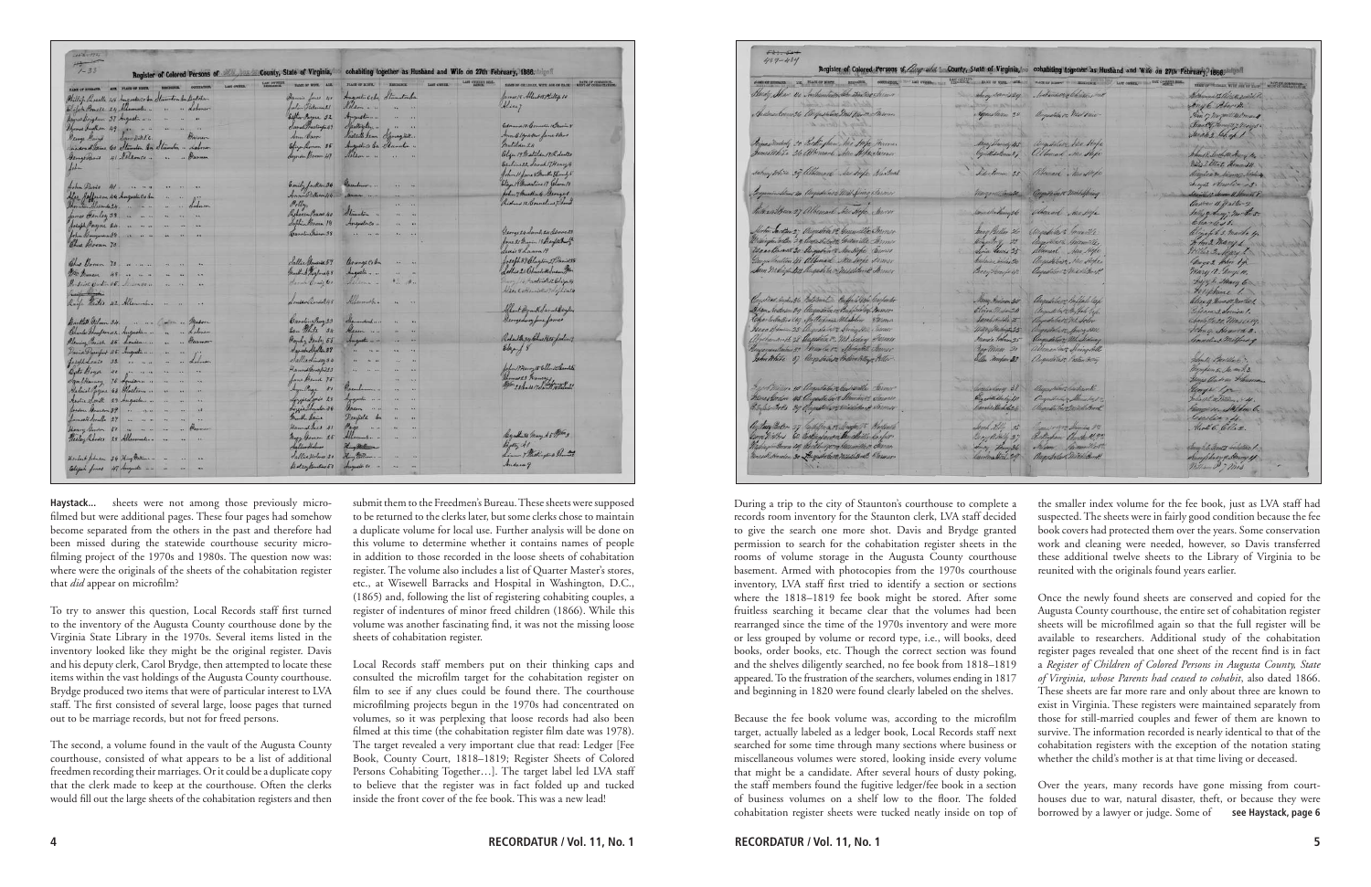**Haystack...** sheets were not among those previously microfilmed but were additional pages. These four pages had somehow become separated from the others in the past and therefore had been missed during the statewide courthouse security microfilming project of the 1970s and 1980s. The question now was: where were the originals of the sheets of the cohabitation register that *did* appear on microfilm?

To try to answer this question, Local Records staff first turned to the inventory of the Augusta County courthouse done by the Virginia State Library in the 1970s. Several items listed in the inventory looked like they might be the original register. Davis and his deputy clerk, Carol Brydge, then attempted to locate these items within the vast holdings of the Augusta County courthouse. Brydge produced two items that were of particular interest to LVA staff. The first consisted of several large, loose pages that turned out to be marriage records, but not for freed persons.

The second, a volume found in the vault of the Augusta County courthouse, consisted of what appears to be a list of additional freedmen recording their marriages. Or it could be a duplicate copy that the clerk made to keep at the courthouse. Often the clerks would fill out the large sheets of the cohabitation registers and then submit them to the Freedmen's Bureau. These sheets were supposed to be returned to the clerks later, but some clerks chose to maintain a duplicate volume for local use. Further analysis will be done on this volume to determine whether it contains names of people in addition to those recorded in the loose sheets of cohabitation register. The volume also includes a list of Quarter Master's stores, etc., at Wisewell Barracks and Hospital in Washington, D.C., (1865) and, following the list of registering cohabiting couples, a register of indentures of minor freed children (1866). While this volume was another fascinating find, it was not the missing loose sheets of cohabitation register.

Local Records staff members put on their thinking caps and consulted the microfilm target for the cohabitation register on film to see if any clues could be found there. The courthouse microfilming projects begun in the 1970s had concentrated on volumes, so it was perplexing that loose records had also been filmed at this time (the cohabitation register film date was 1978). The target revealed a very important clue that read: Ledger [Fee Book, County Court, 1818–1819; Register Sheets of Colored Persons Cohabiting Together…]. The target label led LVA staff to believe that the register was in fact folded up and tucked inside the front cover of the fee book. This was a new lead!

During a trip to the city of Staunton's courthouse to complete a records room inventory for the Staunton clerk, LVA staff decided to give the search one more shot. Davis and Brydge granted permission to search for the cohabitation register sheets in the rooms of volume storage in the Augusta County courthouse basement. Armed with photocopies from the 1970s courthouse inventory, LVA staff first tried to identify a section or sections where the 1818–1819 fee book might be stored. After some fruitless searching it became clear that the volumes had been rearranged since the time of the 1970s inventory and were more or less grouped by volume or record type, i.e., will books, deed books, order books, etc. Though the correct section was found and the shelves diligently searched, no fee book from 1818–1819 appeared. To the frustration of the searchers, volumes ending in 1817 and beginning in 1820 were found clearly labeled on the shelves.

Because the fee book volume was, according to the microfilm target, actually labeled as a ledger book, Local Records staff next searched for some time through many sections where business or miscellaneous volumes were stored, looking inside every volume that might be a candidate. After several hours of dusty poking, the staff members found the fugitive ledger/fee book in a section of business volumes on a shelf low to the floor. The folded cohabitation register sheets were tucked neatly inside on top of the smaller index volume for the fee book, just as LVA staff had suspected. The sheets were in fairly good condition because the fee book covers had protected them over the years. Some conservation work and cleaning were needed, however, so Davis transferred these additional twelve sheets to the Library of Virginia to be reunited with the originals found years earlier.

Once the newly found sheets are conserved and copied for the Augusta County courthouse, the entire set of cohabitation register sheets will be microfilmed again so that the full register will be available to researchers. Additional study of the cohabitation register pages revealed that one sheet of the recent find is in fact a *Register of Children of Colored Persons in Augusta County, State of Virginia, whose Parents had ceased to cohabit*, also dated 1866. These sheets are far more rare and only about three are known to exist in Virginia. These registers were maintained separately from those for still-married couples and fewer of them are known to survive. The information recorded is nearly identical to that of the cohabitation registers with the exception of the notation stating whether the child's mother is at that time living or deceased.

Over the years, many records have gone missing from courthouses due to war, natural disaster, theft, or because they were borrowed by a lawyer or judge. Some of **see Haystack, page 6**